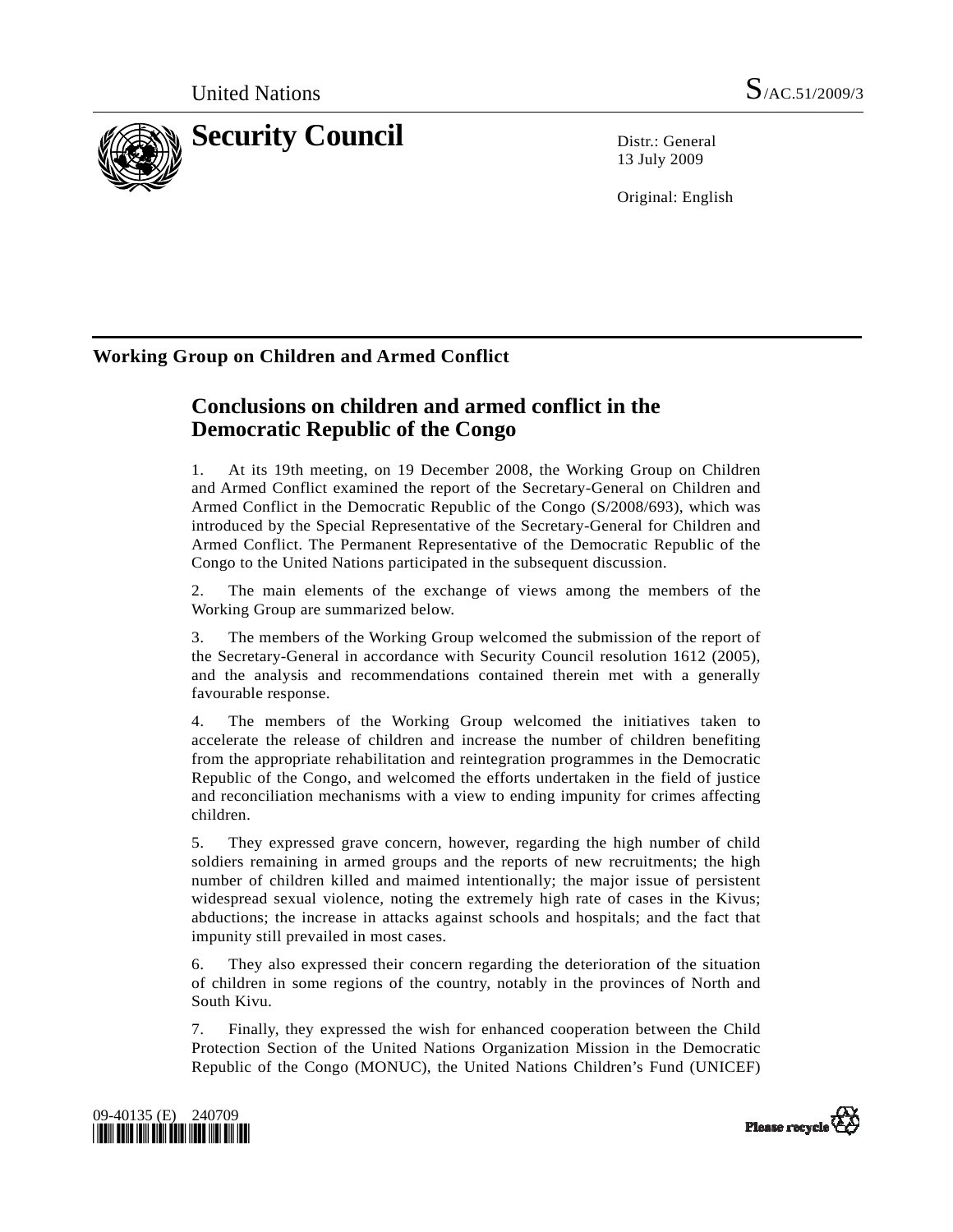United Nations

S/AC.51/2009/3

# Security Council

Distr.: General
13 July 2009

Original: English

## Working Group on Children and Armed Conflict

### Conclusions on children and armed conflict in the Democratic Republic of the Congo

1. At its 19th meeting, on 19 December 2008, the Working Group on Children and Armed Conflict examined the report of the Secretary-General on Children and Armed Conflict in the Democratic Republic of the Congo (S/2008/693), which was introduced by the Special Representative of the Secretary-General for Children and Armed Conflict. The Permanent Representative of the Democratic Republic of the Congo to the United Nations participated in the subsequent discussion.

2. The main elements of the exchange of views among the members of the Working Group are summarized below.

3. The members of the Working Group welcomed the submission of the report of the Secretary-General in accordance with Security Council resolution 1612 (2005), and the analysis and recommendations contained therein met with a generally favourable response.

4. The members of the Working Group welcomed the initiatives taken to accelerate the release of children and increase the number of children benefiting from the appropriate rehabilitation and reintegration programmes in the Democratic Republic of the Congo, and welcomed the efforts undertaken in the field of justice and reconciliation mechanisms with a view to ending impunity for crimes affecting children.

5. They expressed grave concern, however, regarding the high number of child soldiers remaining in armed groups and the reports of new recruitments; the high number of children killed and maimed intentionally; the major issue of persistent widespread sexual violence, noting the extremely high rate of cases in the Kivus; abductions; the increase in attacks against schools and hospitals; and the fact that impunity still prevailed in most cases.

6. They also expressed their concern regarding the deterioration of the situation of children in some regions of the country, notably in the provinces of North and South Kivu.

7. Finally, they expressed the wish for enhanced cooperation between the Child Protection Section of the United Nations Organization Mission in the Democratic Republic of the Congo (MONUC), the United Nations Children's Fund (UNICEF)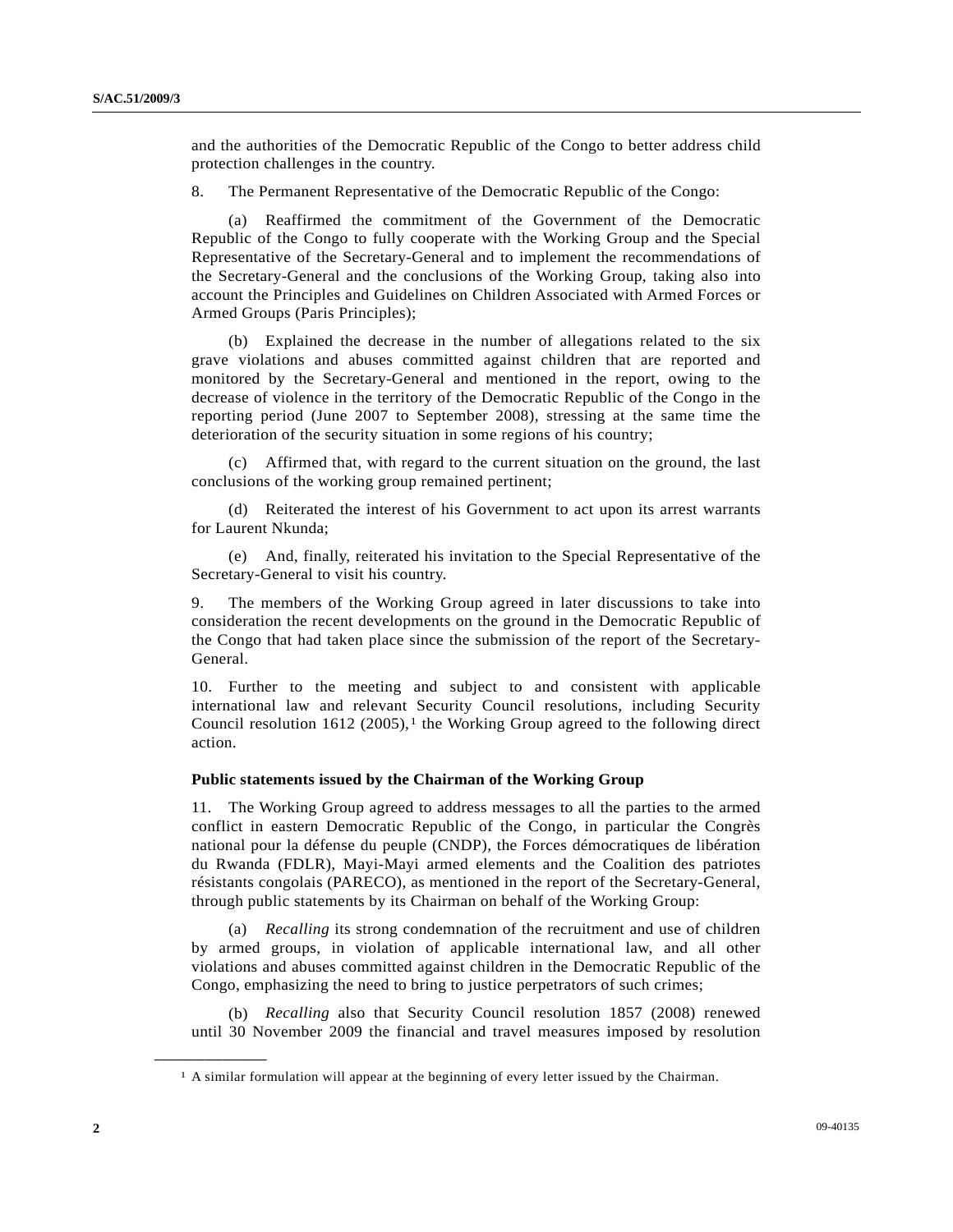and the authorities of the Democratic Republic of the Congo to better address child protection challenges in the country.

8. The Permanent Representative of the Democratic Republic of the Congo:

(a) Reaffirmed the commitment of the Government of the Democratic Republic of the Congo to fully cooperate with the Working Group and the Special Representative of the Secretary-General and to implement the recommendations of the Secretary-General and the conclusions of the Working Group, taking also into account the Principles and Guidelines on Children Associated with Armed Forces or Armed Groups (Paris Principles);

(b) Explained the decrease in the number of allegations related to the six grave violations and abuses committed against children that are reported and monitored by the Secretary-General and mentioned in the report, owing to the decrease of violence in the territory of the Democratic Republic of the Congo in the reporting period (June 2007 to September 2008), stressing at the same time the deterioration of the security situation in some regions of his country;

(c) Affirmed that, with regard to the current situation on the ground, the last conclusions of the working group remained pertinent;

(d) Reiterated the interest of his Government to act upon its arrest warrants for Laurent Nkunda;

(e) And, finally, reiterated his invitation to the Special Representative of the Secretary-General to visit his country.

9. The members of the Working Group agreed in later discussions to take into consideration the recent developments on the ground in the Democratic Republic of the Congo that had taken place since the submission of the report of the Secretary-General.

10. Further to the meeting and subject to and consistent with applicable international law and relevant Security Council resolutions, including Security Council resolution 1612 (2005),[1] the Working Group agreed to the following direct action.

**Public statements issued by the Chairman of the Working Group**

11. The Working Group agreed to address messages to all the parties to the armed conflict in eastern Democratic Republic of the Congo, in particular the Congrès national pour la défense du peuple (CNDP), the Forces démocratiques de libération du Rwanda (FDLR), Mayi-Mayi armed elements and the Coalition des patriotes résistants congolais (PARECO), as mentioned in the report of the Secretary-General, through public statements by its Chairman on behalf of the Working Group:

(a) *Recalling* its strong condemnation of the recruitment and use of children by armed groups, in violation of applicable international law, and all other violations and abuses committed against children in the Democratic Republic of the Congo, emphasizing the need to bring to justice perpetrators of such crimes;

(b) *Recalling* also that Security Council resolution 1857 (2008) renewed until 30 November 2009 the financial and travel measures imposed by resolution

[1] A similar formulation will appear at the beginning of every letter issued by the Chairman.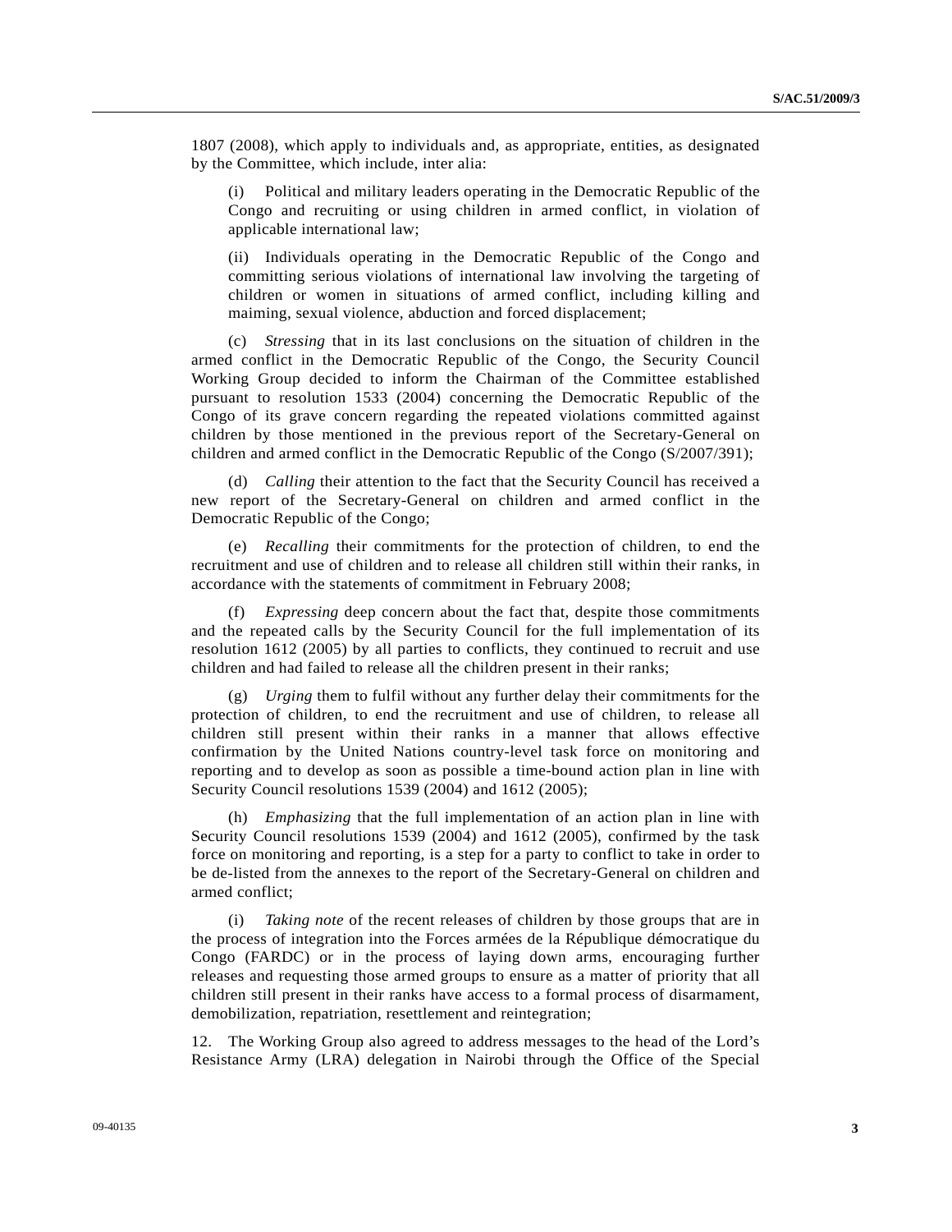1807 (2008), which apply to individuals and, as appropriate, entities, as designated by the Committee, which include, inter alia:

(i) Political and military leaders operating in the Democratic Republic of the Congo and recruiting or using children in armed conflict, in violation of applicable international law;

(ii) Individuals operating in the Democratic Republic of the Congo and committing serious violations of international law involving the targeting of children or women in situations of armed conflict, including killing and maiming, sexual violence, abduction and forced displacement;

(c) *Stressing* that in its last conclusions on the situation of children in the armed conflict in the Democratic Republic of the Congo, the Security Council Working Group decided to inform the Chairman of the Committee established pursuant to resolution 1533 (2004) concerning the Democratic Republic of the Congo of its grave concern regarding the repeated violations committed against children by those mentioned in the previous report of the Secretary-General on children and armed conflict in the Democratic Republic of the Congo (S/2007/391);

(d) *Calling* their attention to the fact that the Security Council has received a new report of the Secretary-General on children and armed conflict in the Democratic Republic of the Congo;

(e) *Recalling* their commitments for the protection of children, to end the recruitment and use of children and to release all children still within their ranks, in accordance with the statements of commitment in February 2008;

(f) *Expressing* deep concern about the fact that, despite those commitments and the repeated calls by the Security Council for the full implementation of its resolution 1612 (2005) by all parties to conflicts, they continued to recruit and use children and had failed to release all the children present in their ranks;

(g) *Urging* them to fulfil without any further delay their commitments for the protection of children, to end the recruitment and use of children, to release all children still present within their ranks in a manner that allows effective confirmation by the United Nations country-level task force on monitoring and reporting and to develop as soon as possible a time-bound action plan in line with Security Council resolutions 1539 (2004) and 1612 (2005);

(h) *Emphasizing* that the full implementation of an action plan in line with Security Council resolutions 1539 (2004) and 1612 (2005), confirmed by the task force on monitoring and reporting, is a step for a party to conflict to take in order to be de-listed from the annexes to the report of the Secretary-General on children and armed conflict;

(i) *Taking note* of the recent releases of children by those groups that are in the process of integration into the Forces armées de la République démocratique du Congo (FARDC) or in the process of laying down arms, encouraging further releases and requesting those armed groups to ensure as a matter of priority that all children still present in their ranks have access to a formal process of disarmament, demobilization, repatriation, resettlement and reintegration;

12. The Working Group also agreed to address messages to the head of the Lord's Resistance Army (LRA) delegation in Nairobi through the Office of the Special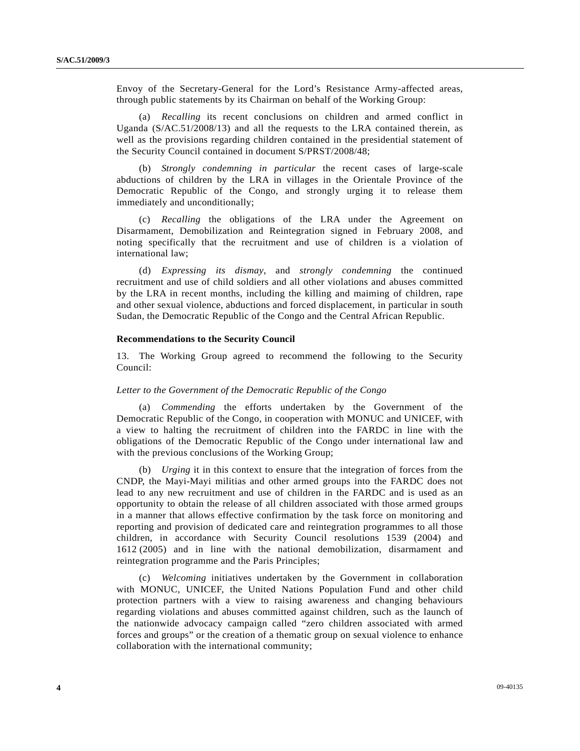Envoy of the Secretary-General for the Lord's Resistance Army-affected areas, through public statements by its Chairman on behalf of the Working Group:

(a) *Recalling* its recent conclusions on children and armed conflict in Uganda (S/AC.51/2008/13) and all the requests to the LRA contained therein, as well as the provisions regarding children contained in the presidential statement of the Security Council contained in document S/PRST/2008/48;

(b) *Strongly condemning in particular* the recent cases of large-scale abductions of children by the LRA in villages in the Orientale Province of the Democratic Republic of the Congo, and strongly urging it to release them immediately and unconditionally;

(c) *Recalling* the obligations of the LRA under the Agreement on Disarmament, Demobilization and Reintegration signed in February 2008, and noting specifically that the recruitment and use of children is a violation of international law;

(d) *Expressing its dismay*, and *strongly condemning* the continued recruitment and use of child soldiers and all other violations and abuses committed by the LRA in recent months, including the killing and maiming of children, rape and other sexual violence, abductions and forced displacement, in particular in south Sudan, the Democratic Republic of the Congo and the Central African Republic.

**Recommendations to the Security Council**

13. The Working Group agreed to recommend the following to the Security Council:

*Letter to the Government of the Democratic Republic of the Congo*

(a) *Commending* the efforts undertaken by the Government of the Democratic Republic of the Congo, in cooperation with MONUC and UNICEF, with a view to halting the recruitment of children into the FARDC in line with the obligations of the Democratic Republic of the Congo under international law and with the previous conclusions of the Working Group;

(b) *Urging* it in this context to ensure that the integration of forces from the CNDP, the Mayi-Mayi militias and other armed groups into the FARDC does not lead to any new recruitment and use of children in the FARDC and is used as an opportunity to obtain the release of all children associated with those armed groups in a manner that allows effective confirmation by the task force on monitoring and reporting and provision of dedicated care and reintegration programmes to all those children, in accordance with Security Council resolutions 1539 (2004) and 1612 (2005) and in line with the national demobilization, disarmament and reintegration programme and the Paris Principles;

(c) *Welcoming* initiatives undertaken by the Government in collaboration with MONUC, UNICEF, the United Nations Population Fund and other child protection partners with a view to raising awareness and changing behaviours regarding violations and abuses committed against children, such as the launch of the nationwide advocacy campaign called "zero children associated with armed forces and groups" or the creation of a thematic group on sexual violence to enhance collaboration with the international community;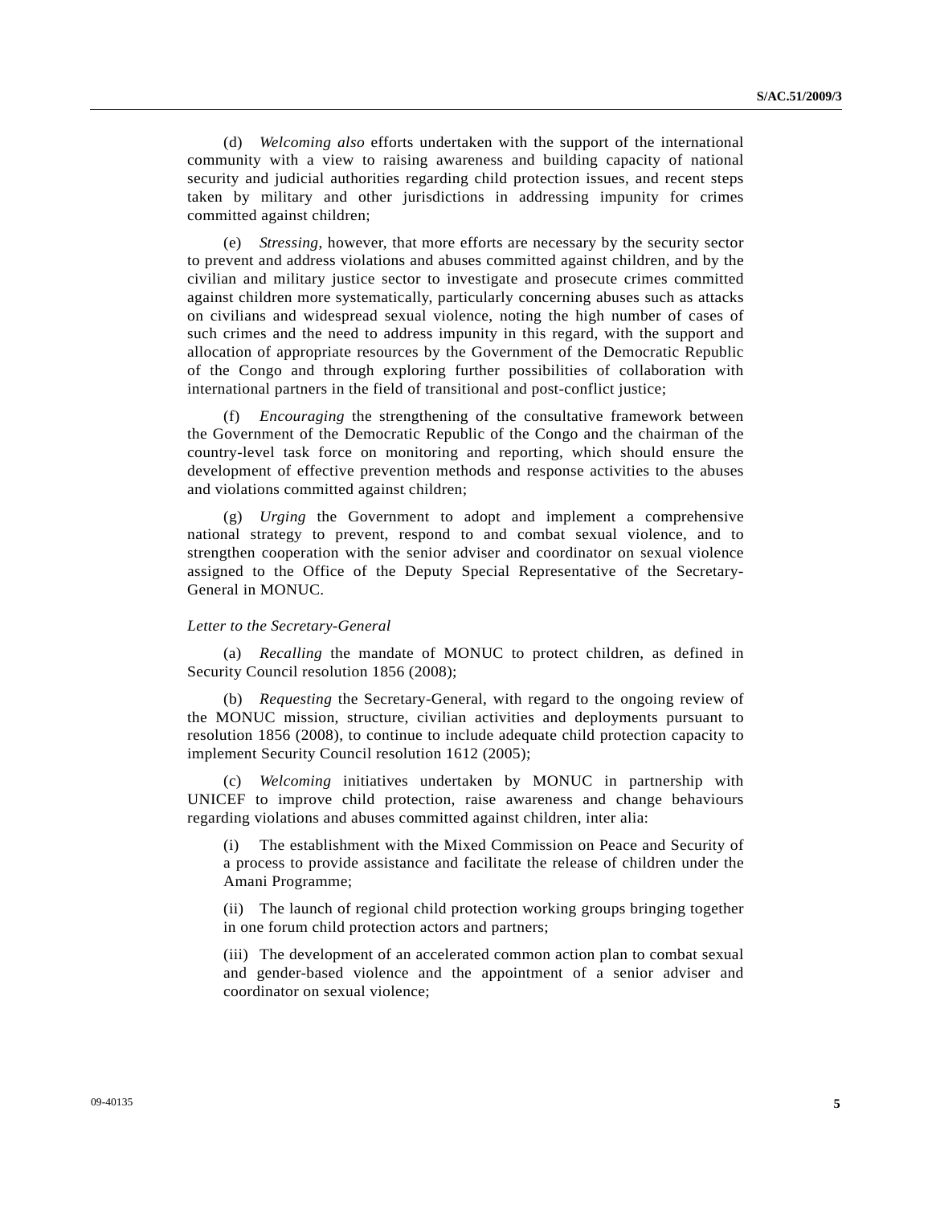(d) *Welcoming also* efforts undertaken with the support of the international community with a view to raising awareness and building capacity of national security and judicial authorities regarding child protection issues, and recent steps taken by military and other jurisdictions in addressing impunity for crimes committed against children;

(e) *Stressing*, however, that more efforts are necessary by the security sector to prevent and address violations and abuses committed against children, and by the civilian and military justice sector to investigate and prosecute crimes committed against children more systematically, particularly concerning abuses such as attacks on civilians and widespread sexual violence, noting the high number of cases of such crimes and the need to address impunity in this regard, with the support and allocation of appropriate resources by the Government of the Democratic Republic of the Congo and through exploring further possibilities of collaboration with international partners in the field of transitional and post-conflict justice;

(f) *Encouraging* the strengthening of the consultative framework between the Government of the Democratic Republic of the Congo and the chairman of the country-level task force on monitoring and reporting, which should ensure the development of effective prevention methods and response activities to the abuses and violations committed against children;

(g) *Urging* the Government to adopt and implement a comprehensive national strategy to prevent, respond to and combat sexual violence, and to strengthen cooperation with the senior adviser and coordinator on sexual violence assigned to the Office of the Deputy Special Representative of the Secretary-General in MONUC.

*Letter to the Secretary-General*

(a) *Recalling* the mandate of MONUC to protect children, as defined in Security Council resolution 1856 (2008);

(b) *Requesting* the Secretary-General, with regard to the ongoing review of the MONUC mission, structure, civilian activities and deployments pursuant to resolution 1856 (2008), to continue to include adequate child protection capacity to implement Security Council resolution 1612 (2005);

(c) *Welcoming* initiatives undertaken by MONUC in partnership with UNICEF to improve child protection, raise awareness and change behaviours regarding violations and abuses committed against children, inter alia:

(i) The establishment with the Mixed Commission on Peace and Security of a process to provide assistance and facilitate the release of children under the Amani Programme;

(ii) The launch of regional child protection working groups bringing together in one forum child protection actors and partners;

(iii) The development of an accelerated common action plan to combat sexual and gender-based violence and the appointment of a senior adviser and coordinator on sexual violence;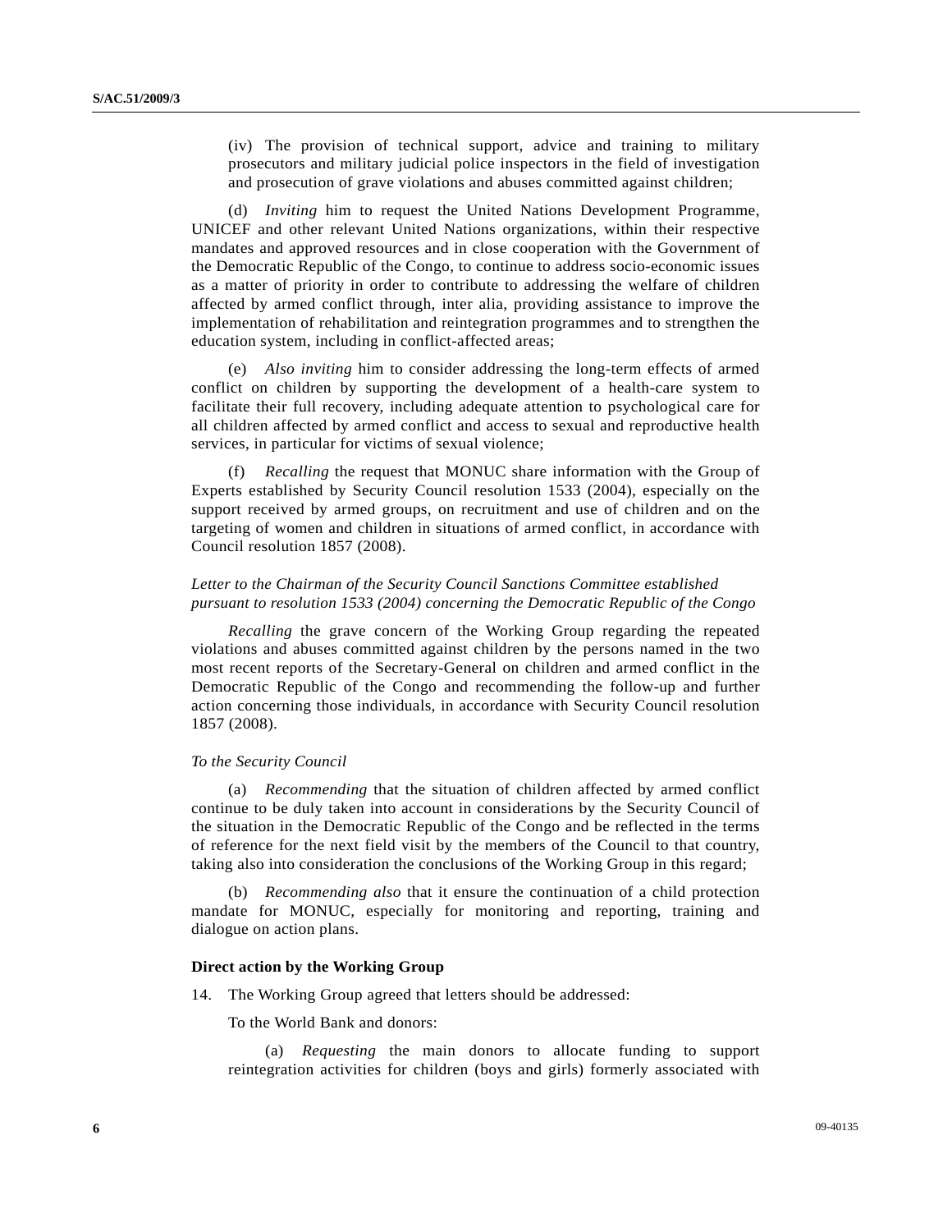(iv) The provision of technical support, advice and training to military prosecutors and military judicial police inspectors in the field of investigation and prosecution of grave violations and abuses committed against children;

(d) *Inviting* him to request the United Nations Development Programme, UNICEF and other relevant United Nations organizations, within their respective mandates and approved resources and in close cooperation with the Government of the Democratic Republic of the Congo, to continue to address socio-economic issues as a matter of priority in order to contribute to addressing the welfare of children affected by armed conflict through, inter alia, providing assistance to improve the implementation of rehabilitation and reintegration programmes and to strengthen the education system, including in conflict-affected areas;

(e) *Also inviting* him to consider addressing the long-term effects of armed conflict on children by supporting the development of a health-care system to facilitate their full recovery, including adequate attention to psychological care for all children affected by armed conflict and access to sexual and reproductive health services, in particular for victims of sexual violence;

(f) *Recalling* the request that MONUC share information with the Group of Experts established by Security Council resolution 1533 (2004), especially on the support received by armed groups, on recruitment and use of children and on the targeting of women and children in situations of armed conflict, in accordance with Council resolution 1857 (2008).

*Letter to the Chairman of the Security Council Sanctions Committee established pursuant to resolution 1533 (2004) concerning the Democratic Republic of the Congo*

*Recalling* the grave concern of the Working Group regarding the repeated violations and abuses committed against children by the persons named in the two most recent reports of the Secretary-General on children and armed conflict in the Democratic Republic of the Congo and recommending the follow-up and further action concerning those individuals, in accordance with Security Council resolution 1857 (2008).

*To the Security Council*

(a) *Recommending* that the situation of children affected by armed conflict continue to be duly taken into account in considerations by the Security Council of the situation in the Democratic Republic of the Congo and be reflected in the terms of reference for the next field visit by the members of the Council to that country, taking also into consideration the conclusions of the Working Group in this regard;

(b) *Recommending also* that it ensure the continuation of a child protection mandate for MONUC, especially for monitoring and reporting, training and dialogue on action plans.

**Direct action by the Working Group**

14. The Working Group agreed that letters should be addressed:

To the World Bank and donors:

(a) *Requesting* the main donors to allocate funding to support reintegration activities for children (boys and girls) formerly associated with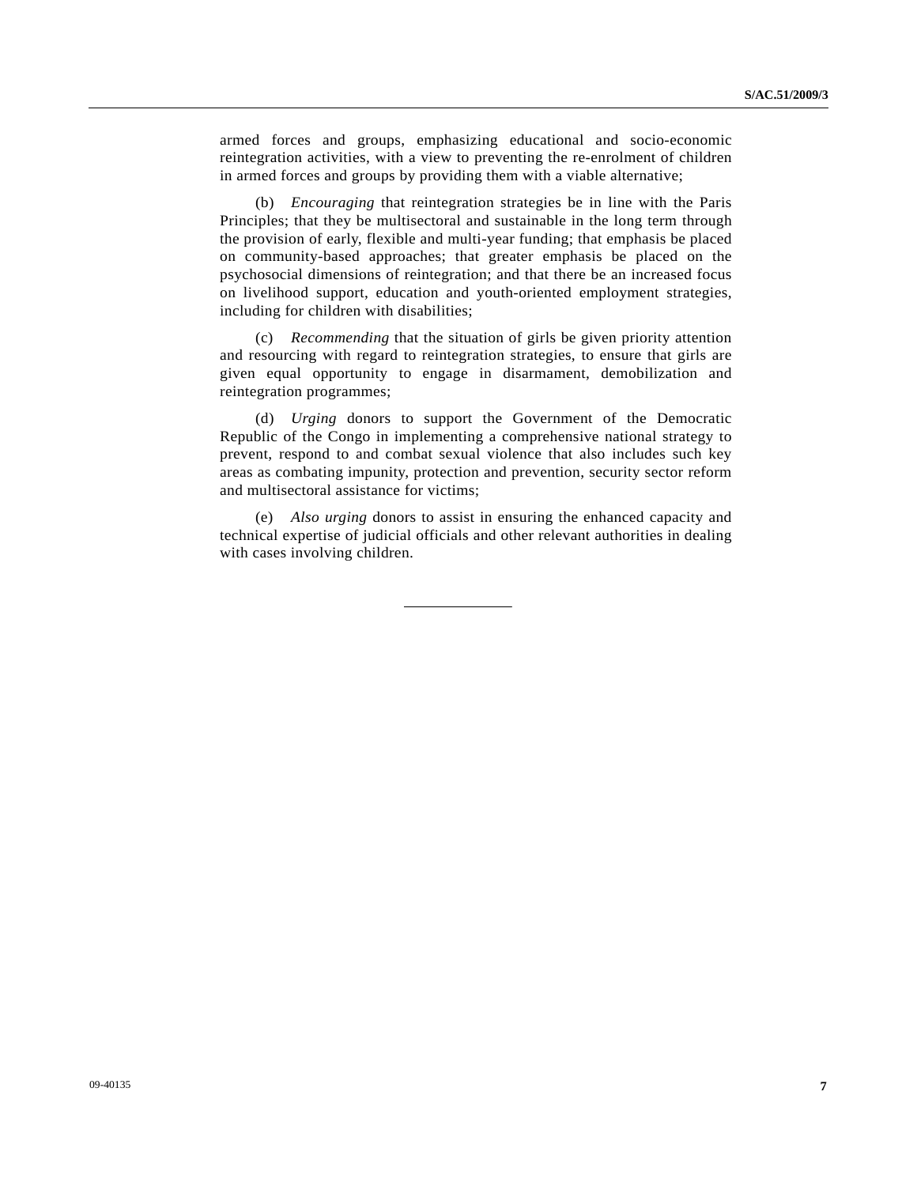armed forces and groups, emphasizing educational and socio-economic reintegration activities, with a view to preventing the re-enrolment of children in armed forces and groups by providing them with a viable alternative;

(b) *Encouraging* that reintegration strategies be in line with the Paris Principles; that they be multisectoral and sustainable in the long term through the provision of early, flexible and multi-year funding; that emphasis be placed on community-based approaches; that greater emphasis be placed on the psychosocial dimensions of reintegration; and that there be an increased focus on livelihood support, education and youth-oriented employment strategies, including for children with disabilities;

(c) *Recommending* that the situation of girls be given priority attention and resourcing with regard to reintegration strategies, to ensure that girls are given equal opportunity to engage in disarmament, demobilization and reintegration programmes;

(d) *Urging* donors to support the Government of the Democratic Republic of the Congo in implementing a comprehensive national strategy to prevent, respond to and combat sexual violence that also includes such key areas as combating impunity, protection and prevention, security sector reform and multisectoral assistance for victims;

(e) *Also urging* donors to assist in ensuring the enhanced capacity and technical expertise of judicial officials and other relevant authorities in dealing with cases involving children.

---